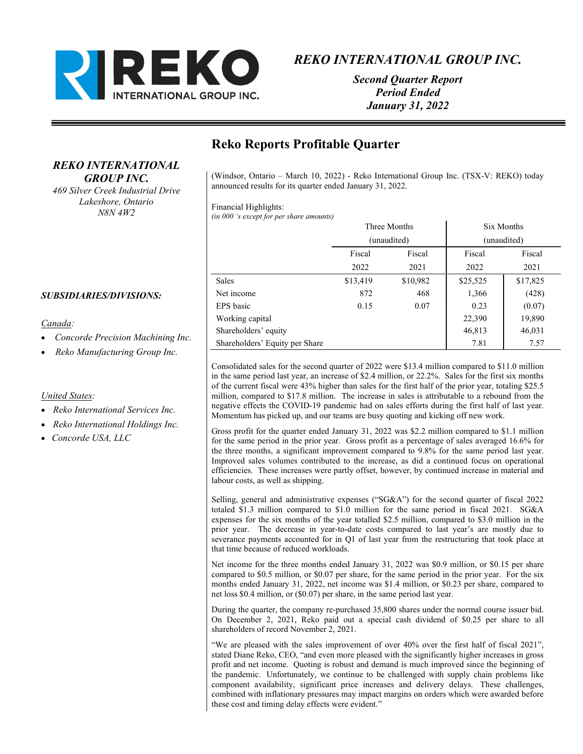# REKO INTERNATIONAL GROUP INC.

***Second Quarter Report***
***Period Ended***
***January 31, 2022***

***REKO INTERNATIONAL GROUP INC.***
*469 Silver Creek Industrial Drive*
*Lakeshore, Ontario*
*N8N 4W2*

***SUBSIDIARIES/DIVISIONS:***

*Canada:*

- *Concorde Precision Machining Inc.*
- *Reko Manufacturing Group Inc.*

*United States:*

- *Reko International Services Inc.*
- *Reko International Holdings Inc.*
- *Concorde USA, LLC*

## Reko Reports Profitable Quarter

(Windsor, Ontario – March 10, 2022) - Reko International Group Inc. (TSX-V: REKO) today announced results for its quarter ended January 31, 2022.

Financial Highlights:
*(in 000 's except for per share amounts)*

| | Three Months (unaudited) | | Six Months (unaudited) | |
|---|---|---|---|---|
| | Fiscal 2022 | Fiscal 2021 | Fiscal 2022 | Fiscal 2021 |
| Sales | $13,419 | $10,982 | $25,525 | $17,825 |
| Net income | 872 | 468 | 1,366 | (428) |
| EPS basic | 0.15 | 0.07 | 0.23 | (0.07) |
| Working capital | | | 22,390 | 19,890 |
| Shareholders' equity | | | 46,813 | 46,031 |
| Shareholders' Equity per Share | | | 7.81 | 7.57 |

Consolidated sales for the second quarter of 2022 were $13.4 million compared to $11.0 million in the same period last year, an increase of $2.4 million, or 22.2%. Sales for the first six months of the current fiscal were 43% higher than sales for the first half of the prior year, totaling $25.5 million, compared to $17.8 million. The increase in sales is attributable to a rebound from the negative effects the COVID-19 pandemic had on sales efforts during the first half of last year. Momentum has picked up, and our teams are busy quoting and kicking off new work.

Gross profit for the quarter ended January 31, 2022 was $2.2 million compared to $1.1 million for the same period in the prior year. Gross profit as a percentage of sales averaged 16.6% for the three months, a significant improvement compared to 9.8% for the same period last year. Improved sales volumes contributed to the increase, as did a continued focus on operational efficiencies. These increases were partly offset, however, by continued increase in material and labour costs, as well as shipping.

Selling, general and administrative expenses ("SG&A") for the second quarter of fiscal 2022 totaled $1.3 million compared to $1.0 million for the same period in fiscal 2021. SG&A expenses for the six months of the year totalled $2.5 million, compared to $3.0 million in the prior year. The decrease in year-to-date costs compared to last year's are mostly due to severance payments accounted for in Q1 of last year from the restructuring that took place at that time because of reduced workloads.

Net income for the three months ended January 31, 2022 was $0.9 million, or $0.15 per share compared to $0.5 million, or $0.07 per share, for the same period in the prior year. For the six months ended January 31, 2022, net income was $1.4 million, or $0.23 per share, compared to net loss $0.4 million, or ($0.07) per share, in the same period last year.

During the quarter, the company re-purchased 35,800 shares under the normal course issuer bid. On December 2, 2021, Reko paid out a special cash dividend of $0.25 per share to all shareholders of record November 2, 2021.

"We are pleased with the sales improvement of over 40% over the first half of fiscal 2021", stated Diane Reko, CEO, "and even more pleased with the significantly higher increases in gross profit and net income. Quoting is robust and demand is much improved since the beginning of the pandemic. Unfortunately, we continue to be challenged with supply chain problems like component availability, significant price increases and delivery delays. These challenges, combined with inflationary pressures may impact margins on orders which were awarded before these cost and timing delay effects were evident."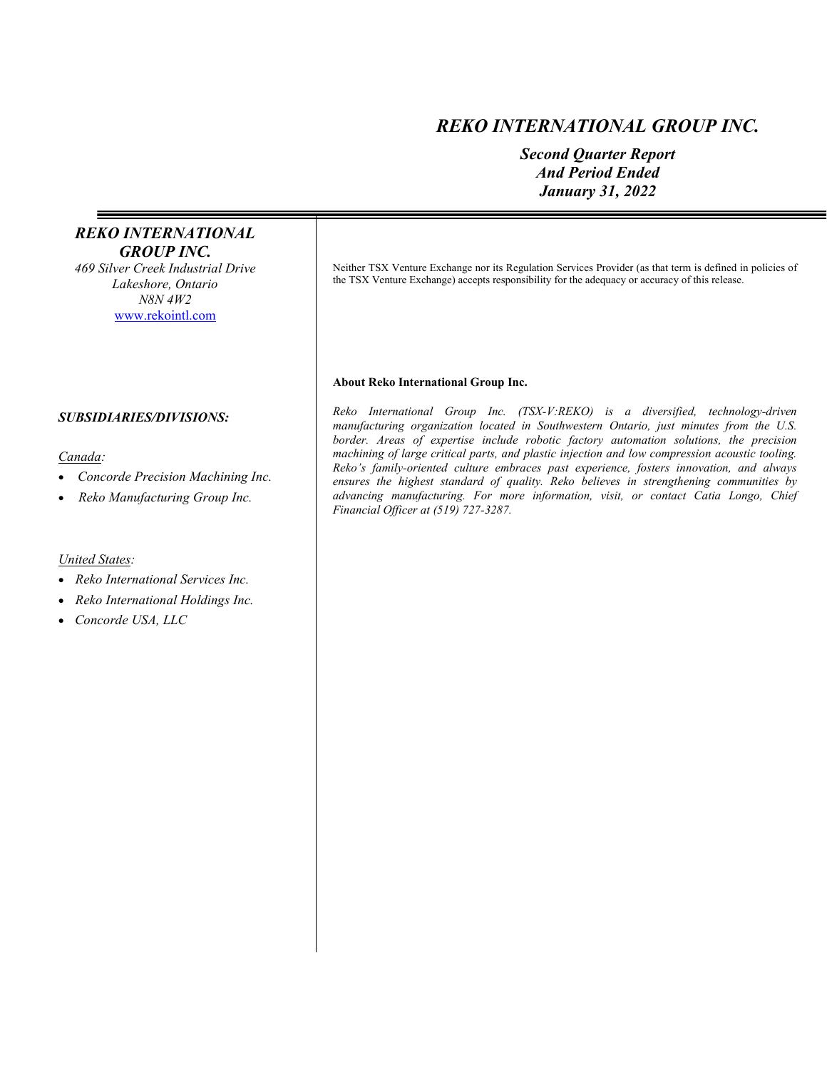# *REKO INTERNATIONAL GROUP INC.*

***Second Quarter Report***
***And Period Ended***
***January 31, 2022***

***REKO INTERNATIONAL GROUP INC.***

*469 Silver Creek Industrial Drive*
*Lakeshore, Ontario*
*N8N 4W2*
www.rekointl.com

***SUBSIDIARIES/DIVISIONS:***

*Canada:*

- *Concorde Precision Machining Inc.*
- *Reko Manufacturing Group Inc.*

*United States:*

- *Reko International Services Inc.*
- *Reko International Holdings Inc.*
- *Concorde USA, LLC*

Neither TSX Venture Exchange nor its Regulation Services Provider (as that term is defined in policies of the TSX Venture Exchange) accepts responsibility for the adequacy or accuracy of this release.

**About Reko International Group Inc.**

*Reko International Group Inc. (TSX-V:REKO) is a diversified, technology-driven manufacturing organization located in Southwestern Ontario, just minutes from the U.S. border. Areas of expertise include robotic factory automation solutions, the precision machining of large critical parts, and plastic injection and low compression acoustic tooling. Reko's family-oriented culture embraces past experience, fosters innovation, and always ensures the highest standard of quality. Reko believes in strengthening communities by advancing manufacturing. For more information, visit, or contact Catia Longo, Chief Financial Officer at (519) 727-3287.*